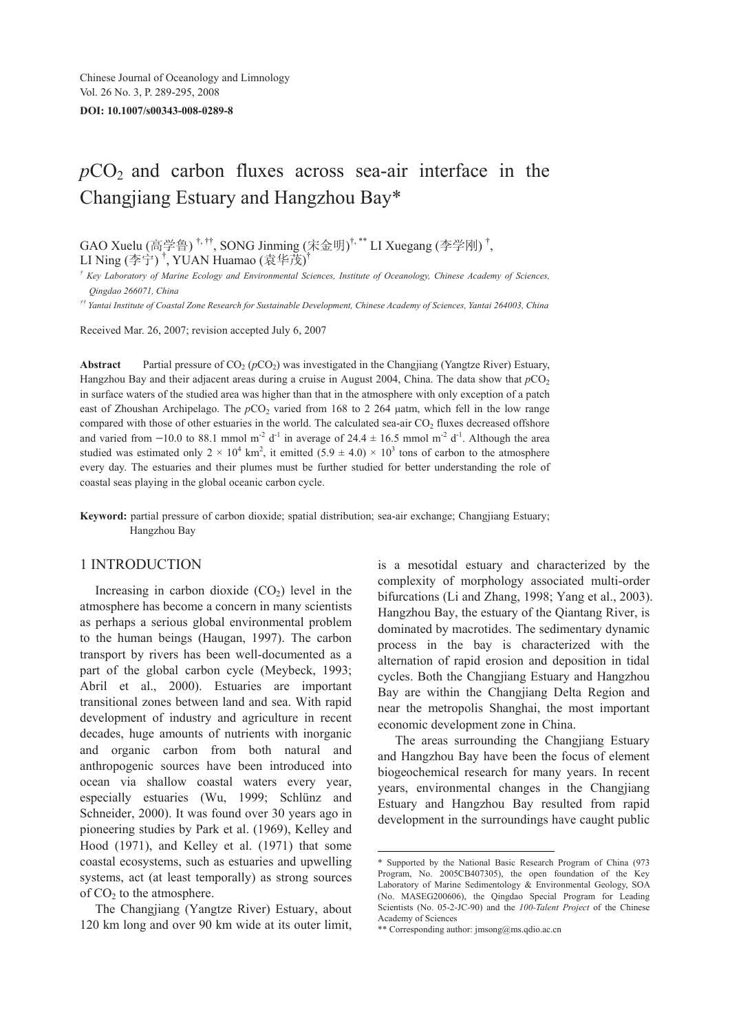Chinese Journal of Oceanology and Limnology
Vol. 26 No. 3, P. 289-295, 2008

**DOI: 10.1007/s00343-008-0289-8**

# $pCO_2$ and carbon fluxes across sea-air interface in the Changjiang Estuary and Hangzhou Bay*

GAO Xuelu (高学鲁) [†, ††], SONG Jinming (宋金明)[†, **] LI Xuegang (李学刚) [†], LI Ning (李宁) [†], YUAN Huamao (袁华茂)[†]

[†] *Key Laboratory of Marine Ecology and Environmental Sciences, Institute of Oceanology, Chinese Academy of Sciences, Qingdao 266071, China*

[††] *Yantai Institute of Coastal Zone Research for Sustainable Development, Chinese Academy of Sciences, Yantai 264003, China*

Received Mar. 26, 2007; revision accepted July 6, 2007

**Abstract** Partial pressure of $CO_2$ ($pCO_2$) was investigated in the Changjiang (Yangtze River) Estuary, Hangzhou Bay and their adjacent areas during a cruise in August 2004, China. The data show that $pCO_2$ in surface waters of the studied area was higher than that in the atmosphere with only exception of a patch east of Zhoushan Archipelago. The $pCO_2$ varied from 168 to 2 264 μatm, which fell in the low range compared with those of other estuaries in the world. The calculated sea-air $CO_2$ fluxes decreased offshore and varied from −10.0 to 88.1 mmol $m^{-2}$ $d^{-1}$ in average of 24.4 ± 16.5 mmol $m^{-2}$ $d^{-1}$. Although the area studied was estimated only $2 \times 10^4$ $km^2$, it emitted $(5.9 \pm 4.0) \times 10^3$ tons of carbon to the atmosphere every day. The estuaries and their plumes must be further studied for better understanding the role of coastal seas playing in the global oceanic carbon cycle.

**Keyword:** partial pressure of carbon dioxide; spatial distribution; sea-air exchange; Changjiang Estuary; Hangzhou Bay

## 1 INTRODUCTION

Increasing in carbon dioxide ($CO_2$) level in the atmosphere has become a concern in many scientists as perhaps a serious global environmental problem to the human beings (Haugan, 1997). The carbon transport by rivers has been well-documented as a part of the global carbon cycle (Meybeck, 1993; Abril et al., 2000). Estuaries are important transitional zones between land and sea. With rapid development of industry and agriculture in recent decades, huge amounts of nutrients with inorganic and organic carbon from both natural and anthropogenic sources have been introduced into ocean via shallow coastal waters every year, especially estuaries (Wu, 1999; Schlünz and Schneider, 2000). It was found over 30 years ago in pioneering studies by Park et al. (1969), Kelley and Hood (1971), and Kelley et al. (1971) that some coastal ecosystems, such as estuaries and upwelling systems, act (at least temporally) as strong sources of $CO_2$ to the atmosphere.

The Changjiang (Yangtze River) Estuary, about 120 km long and over 90 km wide at its outer limit, is a mesotidal estuary and characterized by the complexity of morphology associated multi-order bifurcations (Li and Zhang, 1998; Yang et al., 2003). Hangzhou Bay, the estuary of the Qiantang River, is dominated by macrotides. The sedimentary dynamic process in the bay is characterized with the alternation of rapid erosion and deposition in tidal cycles. Both the Changjiang Estuary and Hangzhou Bay are within the Changjiang Delta Region and near the metropolis Shanghai, the most important economic development zone in China.

The areas surrounding the Changjiang Estuary and Hangzhou Bay have been the focus of element biogeochemical research for many years. In recent years, environmental changes in the Changjiang Estuary and Hangzhou Bay resulted from rapid development in the surroundings have caught public

\* Supported by the National Basic Research Program of China (973 Program, No. 2005CB407305), the open foundation of the Key Laboratory of Marine Sedimentology & Environmental Geology, SOA (No. MASEG200606), the Qingdao Special Program for Leading Scientists (No. 05-2-JC-90) and the *100-Talent Project* of the Chinese Academy of Sciences

\*\* Corresponding author: jmsong@ms.qdio.ac.cn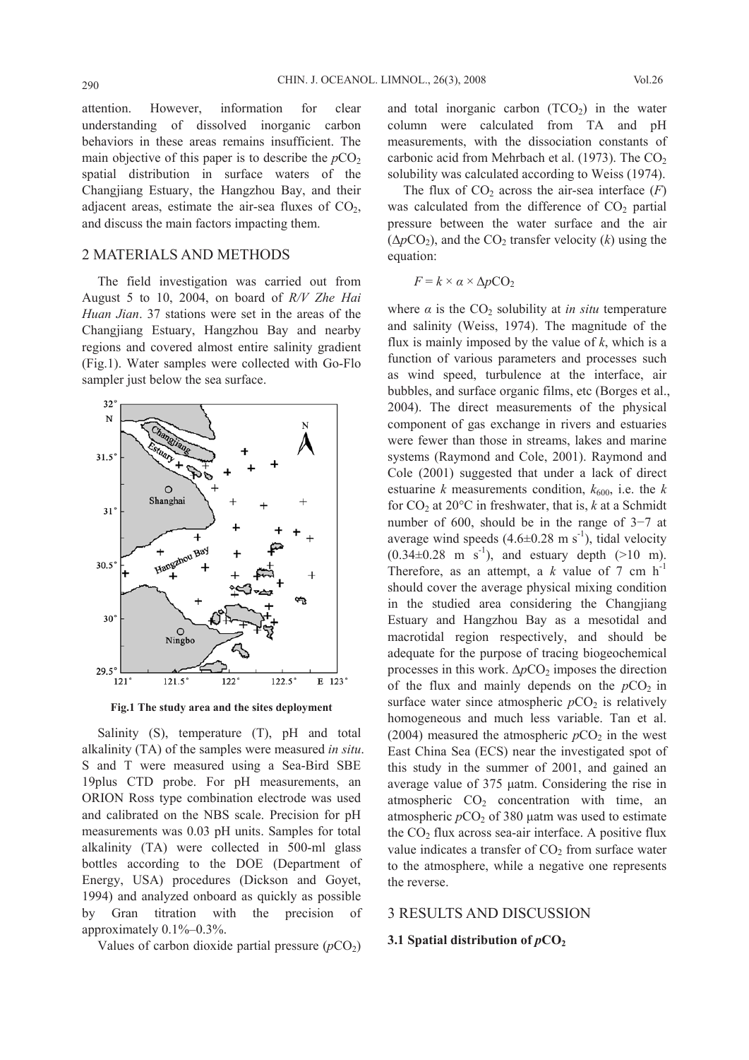attention. However, information for clear understanding of dissolved inorganic carbon behaviors in these areas remains insufficient. The main objective of this paper is to describe the $pCO_2$ spatial distribution in surface waters of the Changjiang Estuary, the Hangzhou Bay, and their adjacent areas, estimate the air-sea fluxes of $CO_2$, and discuss the main factors impacting them.

## 2 MATERIALS AND METHODS

The field investigation was carried out from August 5 to 10, 2004, on board of *R/V Zhe Hai Huan Jian*. 37 stations were set in the areas of the Changjiang Estuary, Hangzhou Bay and nearby regions and covered almost entire salinity gradient (Fig.1). Water samples were collected with Go-Flo sampler just below the sea surface.

**Fig.1 The study area and the sites deployment**

Salinity (S), temperature (T), pH and total alkalinity (TA) of the samples were measured *in situ*. S and T were measured using a Sea-Bird SBE 19plus CTD probe. For pH measurements, an ORION Ross type combination electrode was used and calibrated on the NBS scale. Precision for pH measurements was 0.03 pH units. Samples for total alkalinity (TA) were collected in 500-ml glass bottles according to the DOE (Department of Energy, USA) procedures (Dickson and Goyet, 1994) and analyzed onboard as quickly as possible by Gran titration with the precision of approximately 0.1%–0.3%.

Values of carbon dioxide partial pressure ($pCO_2$) and total inorganic carbon ($TCO_2$) in the water column were calculated from TA and pH measurements, with the dissociation constants of carbonic acid from Mehrbach et al. (1973). The $CO_2$ solubility was calculated according to Weiss (1974).

The flux of $CO_2$ across the air-sea interface ($F$) was calculated from the difference of $CO_2$ partial pressure between the water surface and the air ($\Delta pCO_2$), and the $CO_2$ transfer velocity ($k$) using the equation:

$$F = k \times \alpha \times \Delta pCO_2$$

where $\alpha$ is the $CO_2$ solubility at *in situ* temperature and salinity (Weiss, 1974). The magnitude of the flux is mainly imposed by the value of $k$, which is a function of various parameters and processes such as wind speed, turbulence at the interface, air bubbles, and surface organic films, etc (Borges et al., 2004). The direct measurements of the physical component of gas exchange in rivers and estuaries were fewer than those in streams, lakes and marine systems (Raymond and Cole, 2001). Raymond and Cole (2001) suggested that under a lack of direct estuarine $k$ measurements condition, $k_{600}$, i.e. the $k$ for $CO_2$ at 20°C in freshwater, that is, $k$ at a Schmidt number of 600, should be in the range of 3−7 at average wind speeds (4.6±0.28 m $s^{-1}$), tidal velocity (0.34±0.28 m $s^{-1}$), and estuary depth (>10 m). Therefore, as an attempt, a $k$ value of 7 cm $h^{-1}$ should cover the average physical mixing condition in the studied area considering the Changjiang Estuary and Hangzhou Bay as a mesotidal and macrotidal region respectively, and should be adequate for the purpose of tracing biogeochemical processes in this work. $\Delta pCO_2$ imposes the direction of the flux and mainly depends on the $pCO_2$ in surface water since atmospheric $pCO_2$ is relatively homogeneous and much less variable. Tan et al. (2004) measured the atmospheric $pCO_2$ in the west East China Sea (ECS) near the investigated spot of this study in the summer of 2001, and gained an average value of 375 μatm. Considering the rise in atmospheric $CO_2$ concentration with time, an atmospheric $pCO_2$ of 380 μatm was used to estimate the $CO_2$ flux across sea-air interface. A positive flux value indicates a transfer of $CO_2$ from surface water to the atmosphere, while a negative one represents the reverse.

## 3 RESULTS AND DISCUSSION

### 3.1 Spatial distribution of $pCO_2$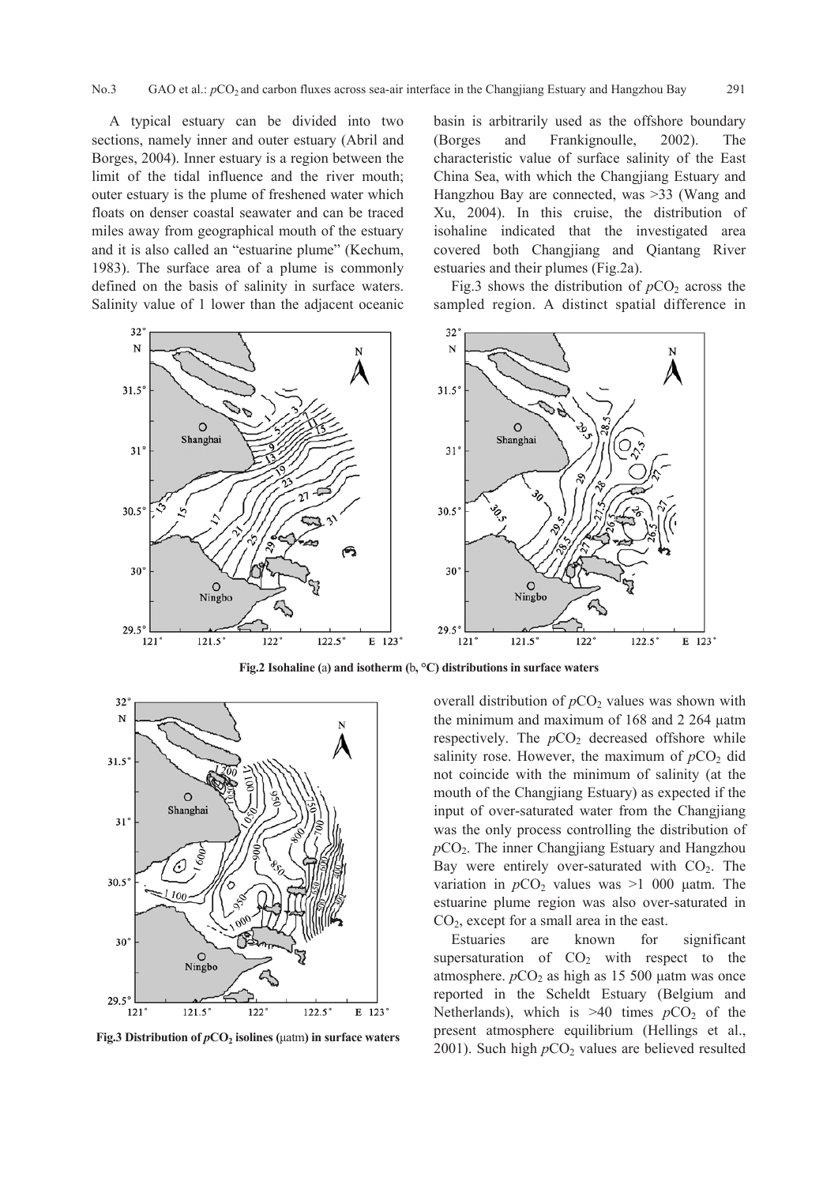A typical estuary can be divided into two sections, namely inner and outer estuary (Abril and Borges, 2004). Inner estuary is a region between the limit of the tidal influence and the river mouth; outer estuary is the plume of freshened water which floats on denser coastal seawater and can be traced miles away from geographical mouth of the estuary and it is also called an "estuarine plume" (Kechum, 1983). The surface area of a plume is commonly defined on the basis of salinity in surface waters. Salinity value of 1 lower than the adjacent oceanic basin is arbitrarily used as the offshore boundary (Borges and Frankignoulle, 2002). The characteristic value of surface salinity of the East China Sea, with which the Changjiang Estuary and Hangzhou Bay are connected, was >33 (Wang and Xu, 2004). In this cruise, the distribution of isohaline indicated that the investigated area covered both Changjiang and Qiantang River estuaries and their plumes (Fig.2a).

Fig.3 shows the distribution of $pCO_2$ across the sampled region. A distinct spatial difference in overall distribution of $pCO_2$ values was shown with the minimum and maximum of 168 and 2 264 μatm respectively. The $pCO_2$ decreased offshore while salinity rose. However, the maximum of $pCO_2$ did not coincide with the minimum of salinity (at the mouth of the Changjiang Estuary) as expected if the input of over-saturated water from the Changjiang was the only process controlling the distribution of $pCO_2$. The inner Changjiang Estuary and Hangzhou Bay were entirely over-saturated with $CO_2$. The variation in $pCO_2$ values was >1 000 μatm. The estuarine plume region was also over-saturated in $CO_2$, except for a small area in the east.

**Fig.2 Isohaline (a) and isotherm (b, °C) distributions in surface waters**

**Fig.3 Distribution of $pCO_2$ isolines (μatm) in surface waters**

Estuaries are known for significant supersaturation of $CO_2$ with respect to the atmosphere. $pCO_2$ as high as 15 500 μatm was once reported in the Scheldt Estuary (Belgium and Netherlands), which is >40 times $pCO_2$ of the present atmosphere equilibrium (Hellings et al., 2001). Such high $pCO_2$ values are believed resulted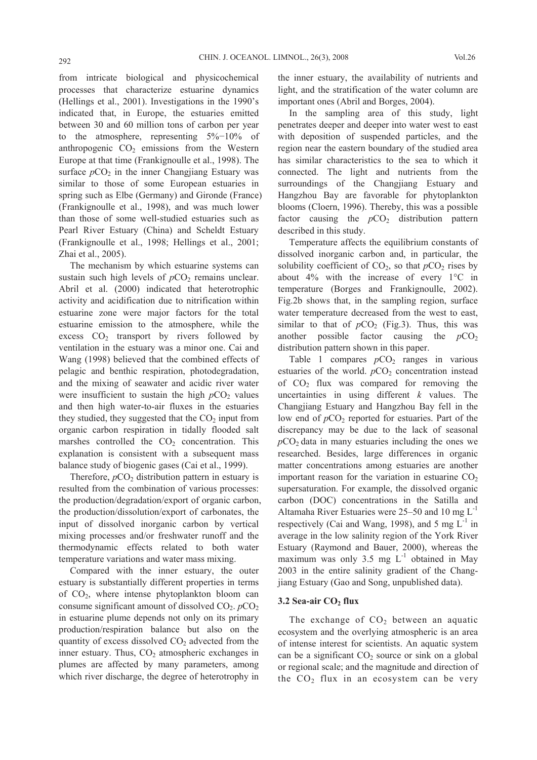from intricate biological and physicochemical processes that characterize estuarine dynamics (Hellings et al., 2001). Investigations in the 1990's indicated that, in Europe, the estuaries emitted between 30 and 60 million tons of carbon per year to the atmosphere, representing 5%−10% of anthropogenic $CO_2$ emissions from the Western Europe at that time (Frankignoulle et al., 1998). The surface $pCO_2$ in the inner Changjiang Estuary was similar to those of some European estuaries in spring such as Elbe (Germany) and Gironde (France) (Frankignoulle et al., 1998), and was much lower than those of some well-studied estuaries such as Pearl River Estuary (China) and Scheldt Estuary (Frankignoulle et al., 1998; Hellings et al., 2001; Zhai et al., 2005).

The mechanism by which estuarine systems can sustain such high levels of $pCO_2$ remains unclear. Abril et al. (2000) indicated that heterotrophic activity and acidification due to nitrification within estuarine zone were major factors for the total estuarine emission to the atmosphere, while the excess $CO_2$ transport by rivers followed by ventilation in the estuary was a minor one. Cai and Wang (1998) believed that the combined effects of pelagic and benthic respiration, photodegradation, and the mixing of seawater and acidic river water were insufficient to sustain the high $pCO_2$ values and then high water-to-air fluxes in the estuaries they studied, they suggested that the $CO_2$ input from organic carbon respiration in tidally flooded salt marshes controlled the $CO_2$ concentration. This explanation is consistent with a subsequent mass balance study of biogenic gases (Cai et al., 1999).

Therefore, $pCO_2$ distribution pattern in estuary is resulted from the combination of various processes: the production/degradation/export of organic carbon, the production/dissolution/export of carbonates, the input of dissolved inorganic carbon by vertical mixing processes and/or freshwater runoff and the thermodynamic effects related to both water temperature variations and water mass mixing.

Compared with the inner estuary, the outer estuary is substantially different properties in terms of $CO_2$, where intense phytoplankton bloom can consume significant amount of dissolved $CO_2$. $pCO_2$ in estuarine plume depends not only on its primary production/respiration balance but also on the quantity of excess dissolved $CO_2$ advected from the inner estuary. Thus, $CO_2$ atmospheric exchanges in plumes are affected by many parameters, among which river discharge, the degree of heterotrophy in the inner estuary, the availability of nutrients and light, and the stratification of the water column are important ones (Abril and Borges, 2004).

In the sampling area of this study, light penetrates deeper and deeper into water west to east with deposition of suspended particles, and the region near the eastern boundary of the studied area has similar characteristics to the sea to which it connected. The light and nutrients from the surroundings of the Changjiang Estuary and Hangzhou Bay are favorable for phytoplankton blooms (Cloern, 1996). Thereby, this was a possible factor causing the $pCO_2$ distribution pattern described in this study.

Temperature affects the equilibrium constants of dissolved inorganic carbon and, in particular, the solubility coefficient of $CO_2$, so that $pCO_2$ rises by about 4% with the increase of every 1°C in temperature (Borges and Frankignoulle, 2002). Fig.2b shows that, in the sampling region, surface water temperature decreased from the west to east, similar to that of $pCO_2$ (Fig.3). Thus, this was another possible factor causing the $pCO_2$ distribution pattern shown in this paper.

Table 1 compares $pCO_2$ ranges in various estuaries of the world. $pCO_2$ concentration instead of $CO_2$ flux was compared for removing the uncertainties in using different $k$ values. The Changjiang Estuary and Hangzhou Bay fell in the low end of $pCO_2$ reported for estuaries. Part of the discrepancy may be due to the lack of seasonal $pCO_2$ data in many estuaries including the ones we researched. Besides, large differences in organic matter concentrations among estuaries are another important reason for the variation in estuarine $CO_2$ supersaturation. For example, the dissolved organic carbon (DOC) concentrations in the Satilla and Altamaha River Estuaries were 25–50 and 10 mg $L^{-1}$ respectively (Cai and Wang, 1998), and 5 mg $L^{-1}$ in average in the low salinity region of the York River Estuary (Raymond and Bauer, 2000), whereas the maximum was only 3.5 mg $L^{-1}$ obtained in May 2003 in the entire salinity gradient of the Changjiang Estuary (Gao and Song, unpublished data).

### 3.2 Sea-air $CO_2$ flux

The exchange of $CO_2$ between an aquatic ecosystem and the overlying atmospheric is an area of intense interest for scientists. An aquatic system can be a significant $CO_2$ source or sink on a global or regional scale; and the magnitude and direction of the $CO_2$ flux in an ecosystem can be very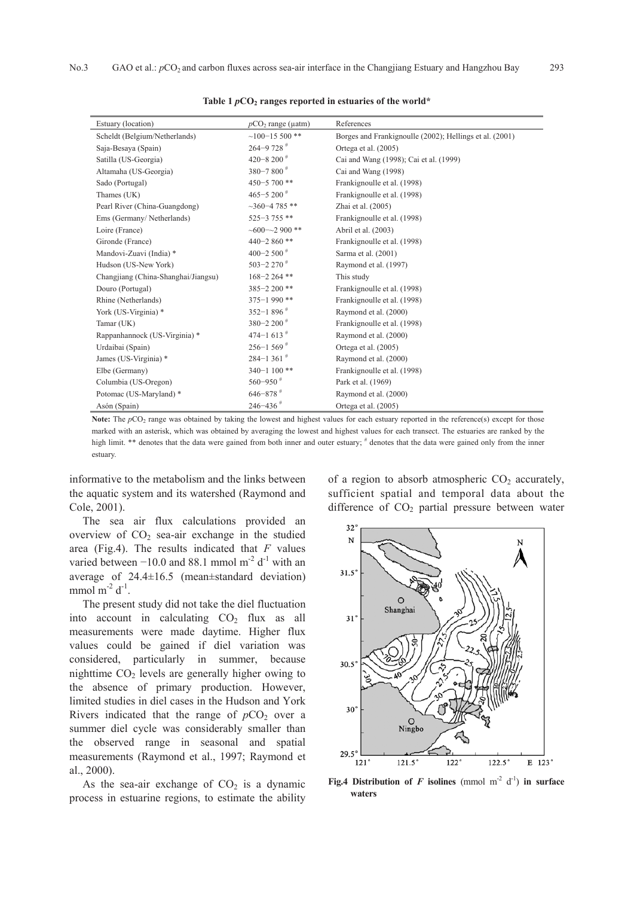**Table 1 $pCO_2$ ranges reported in estuaries of the world***

| Estuary (location) | $pCO_2$ range (μatm) | References |
|---|---|---|
| Scheldt (Belgium/Netherlands) | ~100−15 500 ** | Borges and Frankignoulle (2002); Hellings et al. (2001) |
| Saja-Besaya (Spain) | 264−9 728 # | Ortega et al. (2005) |
| Satilla (US-Georgia) | 420−8 200 # | Cai and Wang (1998); Cai et al. (1999) |
| Altamaha (US-Georgia) | 380−7 800 # | Cai and Wang (1998) |
| Sado (Portugal) | 450−5 700 ** | Frankignoulle et al. (1998) |
| Thames (UK) | 465−5 200 # | Frankignoulle et al. (1998) |
| Pearl River (China-Guangdong) | ~360−4 785 ** | Zhai et al. (2005) |
| Ems (Germany/ Netherlands) | 525−3 755 ** | Frankignoulle et al. (1998) |
| Loire (France) | ~600−~2 900 ** | Abril et al. (2003) |
| Gironde (France) | 440−2 860 ** | Frankignoulle et al. (1998) |
| Mandovi-Zuavi (India) * | 400−2 500 # | Sarma et al. (2001) |
| Hudson (US-New York) | 503−2 270 # | Raymond et al. (1997) |
| Changjiang (China-Shanghai/Jiangsu) | 168−2 264 ** | This study |
| Douro (Portugal) | 385−2 200 ** | Frankignoulle et al. (1998) |
| Rhine (Netherlands) | 375−1 990 ** | Frankignoulle et al. (1998) |
| York (US-Virginia) * | 352−1 896 # | Raymond et al. (2000) |
| Tamar (UK) | 380−2 200 # | Frankignoulle et al. (1998) |
| Rappanhannock (US-Virginia) * | 474−1 613 # | Raymond et al. (2000) |
| Urdaibai (Spain) | 256−1 569 # | Ortega et al. (2005) |
| James (US-Virginia) * | 284−1 361 # | Raymond et al. (2000) |
| Elbe (Germany) | 340−1 100 ** | Frankignoulle et al. (1998) |
| Columbia (US-Oregon) | 560−950 # | Park et al. (1969) |
| Potomac (US-Maryland) * | 646−878 # | Raymond et al. (2000) |
| Asón (Spain) | 246−436 # | Ortega et al. (2005) |

**Note:** The $pCO_2$ range was obtained by taking the lowest and highest values for each estuary reported in the reference(s) except for those marked with an asterisk, which was obtained by averaging the lowest and highest values for each transect. The estuaries are ranked by the high limit. ** denotes that the data were gained from both inner and outer estuary; # denotes that the data were gained only from the inner estuary.

informative to the metabolism and the links between the aquatic system and its watershed (Raymond and Cole, 2001).

The sea air flux calculations provided an overview of $CO_2$ sea-air exchange in the studied area (Fig.4). The results indicated that $F$ values varied between −10.0 and 88.1 mmol $m^{-2}$ $d^{-1}$ with an average of 24.4±16.5 (mean±standard deviation) mmol $m^{-2}$ $d^{-1}$.

The present study did not take the diel fluctuation into account in calculating $CO_2$ flux as all measurements were made daytime. Higher flux values could be gained if diel variation was considered, particularly in summer, because nighttime $CO_2$ levels are generally higher owing to the absence of primary production. However, limited studies in diel cases in the Hudson and York Rivers indicated that the range of $pCO_2$ over a summer diel cycle was considerably smaller than the observed range in seasonal and spatial measurements (Raymond et al., 1997; Raymond et al., 2000).

As the sea-air exchange of $CO_2$ is a dynamic process in estuarine regions, to estimate the ability of a region to absorb atmospheric $CO_2$ accurately, sufficient spatial and temporal data about the difference of $CO_2$ partial pressure between water

**Fig.4 Distribution of $F$ isolines** (mmol $m^{-2}$ $d^{-1}$) **in surface waters**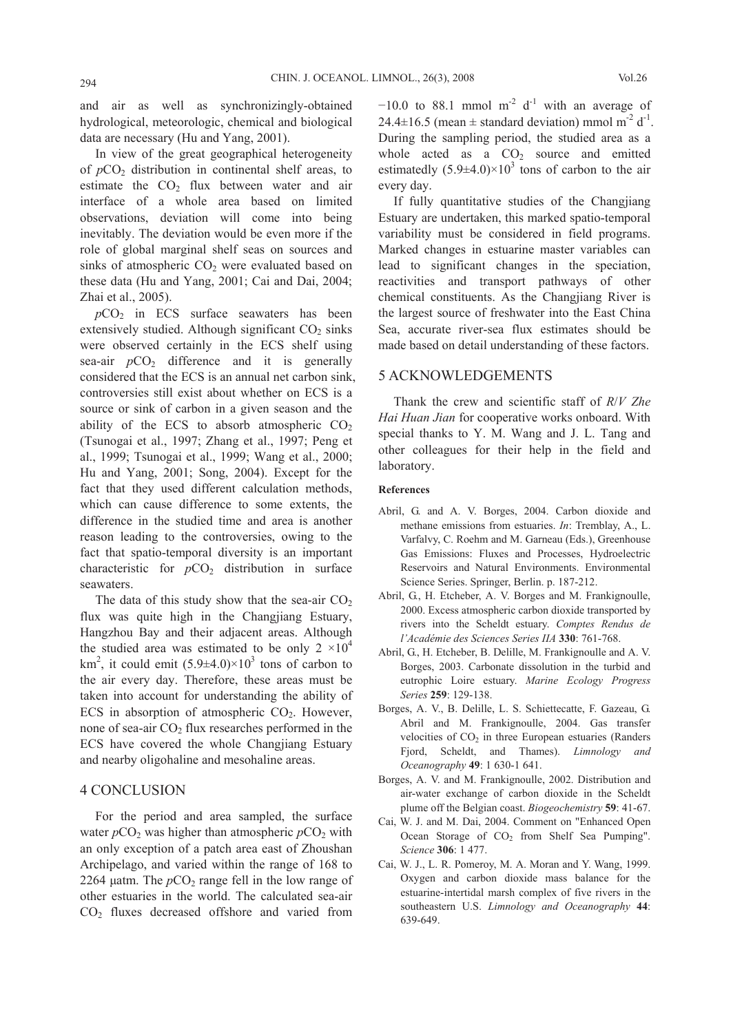and air as well as synchronizingly-obtained hydrological, meteorologic, chemical and biological data are necessary (Hu and Yang, 2001).

In view of the great geographical heterogeneity of $pCO_2$ distribution in continental shelf areas, to estimate the $CO_2$ flux between water and air interface of a whole area based on limited observations, deviation will come into being inevitably. The deviation would be even more if the role of global marginal shelf seas on sources and sinks of atmospheric $CO_2$ were evaluated based on these data (Hu and Yang, 2001; Cai and Dai, 2004; Zhai et al., 2005).

$pCO_2$ in ECS surface seawaters has been extensively studied. Although significant $CO_2$ sinks were observed certainly in the ECS shelf using sea-air $pCO_2$ difference and it is generally considered that the ECS is an annual net carbon sink, controversies still exist about whether on ECS is a source or sink of carbon in a given season and the ability of the ECS to absorb atmospheric $CO_2$ (Tsunogai et al., 1997; Zhang et al., 1997; Peng et al., 1999; Tsunogai et al., 1999; Wang et al., 2000; Hu and Yang, 2001; Song, 2004). Except for the fact that they used different calculation methods, which can cause difference to some extents, the difference in the studied time and area is another reason leading to the controversies, owing to the fact that spatio-temporal diversity is an important characteristic for $pCO_2$ distribution in surface seawaters.

The data of this study show that the sea-air $CO_2$ flux was quite high in the Changjiang Estuary, Hangzhou Bay and their adjacent areas. Although the studied area was estimated to be only $2 \times 10^4$ km$^2$, it could emit $(5.9\pm4.0)\times10^3$ tons of carbon to the air every day. Therefore, these areas must be taken into account for understanding the ability of ECS in absorption of atmospheric $CO_2$. However, none of sea-air $CO_2$ flux researches performed in the ECS have covered the whole Changjiang Estuary and nearby oligohaline and mesohaline areas.

## 4 CONCLUSION

For the period and area sampled, the surface water $pCO_2$ was higher than atmospheric $pCO_2$ with an only exception of a patch area east of Zhoushan Archipelago, and varied within the range of 168 to 2264 μatm. The $pCO_2$ range fell in the low range of other estuaries in the world. The calculated sea-air $CO_2$ fluxes decreased offshore and varied from −10.0 to 88.1 mmol m$^{-2}$ d$^{-1}$ with an average of 24.4±16.5 (mean ± standard deviation) mmol m$^{-2}$ d$^{-1}$. During the sampling period, the studied area as a whole acted as a $CO_2$ source and emitted estimatedly $(5.9\pm4.0)\times10^3$ tons of carbon to the air every day.

If fully quantitative studies of the Changjiang Estuary are undertaken, this marked spatio-temporal variability must be considered in field programs. Marked changes in estuarine master variables can lead to significant changes in the speciation, reactivities and transport pathways of other chemical constituents. As the Changjiang River is the largest source of freshwater into the East China Sea, accurate river-sea flux estimates should be made based on detail understanding of these factors.

## 5 ACKNOWLEDGEMENTS

Thank the crew and scientific staff of *R/V Zhe Hai Huan Jian* for cooperative works onboard. With special thanks to Y. M. Wang and J. L. Tang and other colleagues for their help in the field and laboratory.

#### References

Abril, G. and A. V. Borges, 2004. Carbon dioxide and methane emissions from estuaries. *In*: Tremblay, A., L. Varfalvy, C. Roehm and M. Garneau (Eds.), Greenhouse Gas Emissions: Fluxes and Processes, Hydroelectric Reservoirs and Natural Environments. Environmental Science Series. Springer, Berlin. p. 187-212.

Abril, G., H. Etcheber, A. V. Borges and M. Frankignoulle, 2000. Excess atmospheric carbon dioxide transported by rivers into the Scheldt estuary. *Comptes Rendus de l'Académie des Sciences Series IIA* **330**: 761-768.

Abril, G., H. Etcheber, B. Delille, M. Frankignoulle and A. V. Borges, 2003. Carbonate dissolution in the turbid and eutrophic Loire estuary. *Marine Ecology Progress Series* **259**: 129-138.

Borges, A. V., B. Delille, L. S. Schiettecatte, F. Gazeau, G. Abril and M. Frankignoulle, 2004. Gas transfer velocities of $CO_2$ in three European estuaries (Randers Fjord, Scheldt, and Thames). *Limnology and Oceanography* **49**: 1 630-1 641.

Borges, A. V. and M. Frankignoulle, 2002. Distribution and air-water exchange of carbon dioxide in the Scheldt plume off the Belgian coast. *Biogeochemistry* **59**: 41-67.

Cai, W. J. and M. Dai, 2004. Comment on "Enhanced Open Ocean Storage of $CO_2$ from Shelf Sea Pumping". *Science* **306**: 1 477.

Cai, W. J., L. R. Pomeroy, M. A. Moran and Y. Wang, 1999. Oxygen and carbon dioxide mass balance for the estuarine-intertidal marsh complex of five rivers in the southeastern U.S. *Limnology and Oceanography* **44**: 639-649.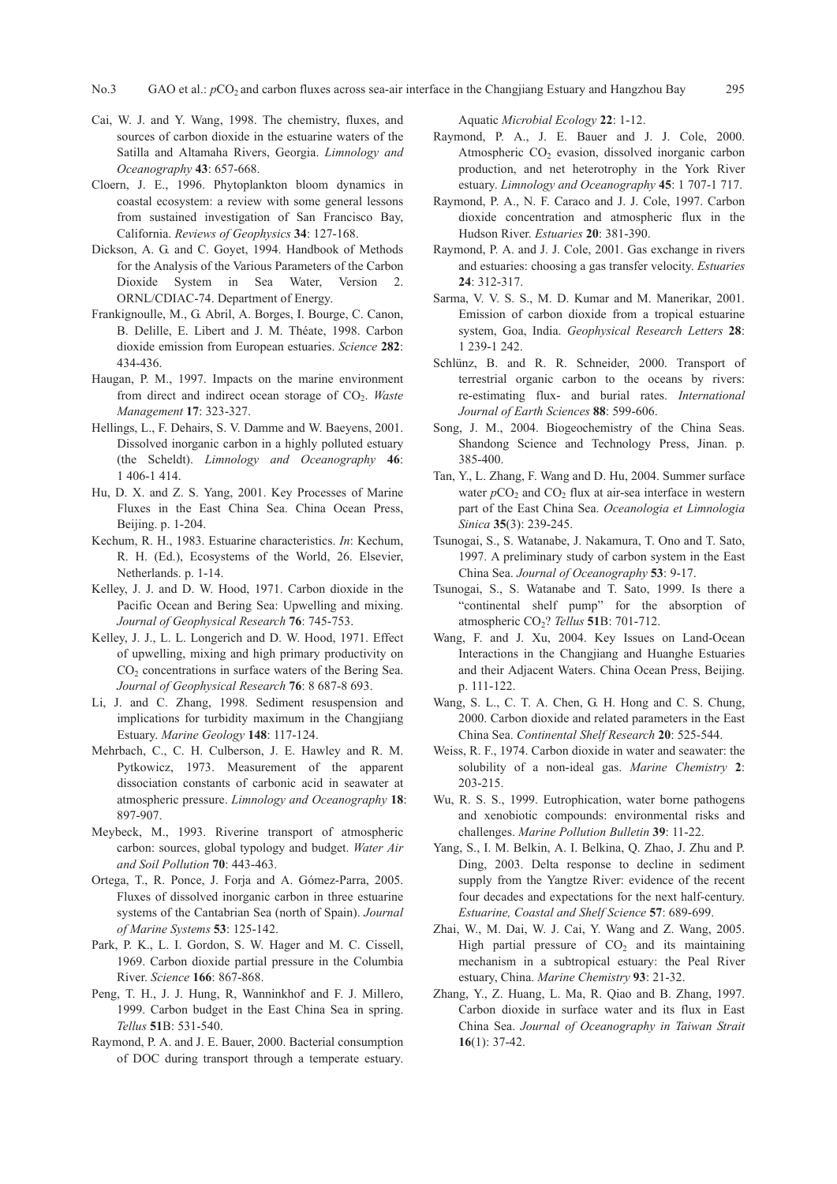Cai, W. J. and Y. Wang, 1998. The chemistry, fluxes, and sources of carbon dioxide in the estuarine waters of the Satilla and Altamaha Rivers, Georgia. *Limnology and Oceanography* **43**: 657-668.

Cloern, J. E., 1996. Phytoplankton bloom dynamics in coastal ecosystem: a review with some general lessons from sustained investigation of San Francisco Bay, California. *Reviews of Geophysics* **34**: 127-168.

Dickson, A. G. and C. Goyet, 1994. Handbook of Methods for the Analysis of the Various Parameters of the Carbon Dioxide System in Sea Water, Version 2. ORNL/CDIAC-74. Department of Energy.

Frankignoulle, M., G. Abril, A. Borges, I. Bourge, C. Canon, B. Delille, E. Libert and J. M. Théate, 1998. Carbon dioxide emission from European estuaries. *Science* **282**: 434-436.

Haugan, P. M., 1997. Impacts on the marine environment from direct and indirect ocean storage of $CO_2$. *Waste Management* **17**: 323-327.

Hellings, L., F. Dehairs, S. V. Damme and W. Baeyens, 2001. Dissolved inorganic carbon in a highly polluted estuary (the Scheldt). *Limnology and Oceanography* **46**: 1 406-1 414.

Hu, D. X. and Z. S. Yang, 2001. Key Processes of Marine Fluxes in the East China Sea. China Ocean Press, Beijing. p. 1-204.

Kechum, R. H., 1983. Estuarine characteristics. *In*: Kechum, R. H. (Ed.), Ecosystems of the World, 26. Elsevier, Netherlands. p. 1-14.

Kelley, J. J. and D. W. Hood, 1971. Carbon dioxide in the Pacific Ocean and Bering Sea: Upwelling and mixing. *Journal of Geophysical Research* **76**: 745-753.

Kelley, J. J., L. L. Longerich and D. W. Hood, 1971. Effect of upwelling, mixing and high primary productivity on $CO_2$ concentrations in surface waters of the Bering Sea. *Journal of Geophysical Research* **76**: 8 687-8 693.

Li, J. and C. Zhang, 1998. Sediment resuspension and implications for turbidity maximum in the Changjiang Estuary. *Marine Geology* **148**: 117-124.

Mehrbach, C., C. H. Culberson, J. E. Hawley and R. M. Pytkowicz, 1973. Measurement of the apparent dissociation constants of carbonic acid in seawater at atmospheric pressure. *Limnology and Oceanography* **18**: 897-907.

Meybeck, M., 1993. Riverine transport of atmospheric carbon: sources, global typology and budget. *Water Air and Soil Pollution* **70**: 443-463.

Ortega, T., R. Ponce, J. Forja and A. Gómez-Parra, 2005. Fluxes of dissolved inorganic carbon in three estuarine systems of the Cantabrian Sea (north of Spain). *Journal of Marine Systems* **53**: 125-142.

Park, P. K., L. I. Gordon, S. W. Hager and M. C. Cissell, 1969. Carbon dioxide partial pressure in the Columbia River. *Science* **166**: 867-868.

Peng, T. H., J. J. Hung, R, Wanninkhof and F. J. Millero, 1999. Carbon budget in the East China Sea in spring. *Tellus* **51**B: 531-540.

Raymond, P. A. and J. E. Bauer, 2000. Bacterial consumption of DOC during transport through a temperate estuary. Aquatic *Microbial Ecology* **22**: 1-12.

Raymond, P. A., J. E. Bauer and J. J. Cole, 2000. Atmospheric $CO_2$ evasion, dissolved inorganic carbon production, and net heterotrophy in the York River estuary. *Limnology and Oceanography* **45**: 1 707-1 717.

Raymond, P. A., N. F. Caraco and J. J. Cole, 1997. Carbon dioxide concentration and atmospheric flux in the Hudson River. *Estuaries* **20**: 381-390.

Raymond, P. A. and J. J. Cole, 2001. Gas exchange in rivers and estuaries: choosing a gas transfer velocity. *Estuaries* **24**: 312-317.

Sarma, V. V. S. S., M. D. Kumar and M. Manerikar, 2001. Emission of carbon dioxide from a tropical estuarine system, Goa, India. *Geophysical Research Letters* **28**: 1 239-1 242.

Schlünz, B. and R. R. Schneider, 2000. Transport of terrestrial organic carbon to the oceans by rivers: re-estimating flux- and burial rates. *International Journal of Earth Sciences* **88**: 599-606.

Song, J. M., 2004. Biogeochemistry of the China Seas. Shandong Science and Technology Press, Jinan. p. 385-400.

Tan, Y., L. Zhang, F. Wang and D. Hu, 2004. Summer surface water $pCO_2$ and $CO_2$ flux at air-sea interface in western part of the East China Sea. *Oceanologia et Limnologia Sinica* **35**(3): 239-245.

Tsunogai, S., S. Watanabe, J. Nakamura, T. Ono and T. Sato, 1997. A preliminary study of carbon system in the East China Sea. *Journal of Oceanography* **53**: 9-17.

Tsunogai, S., S. Watanabe and T. Sato, 1999. Is there a "continental shelf pump" for the absorption of atmospheric $CO_2$? *Tellus* **51**B: 701-712.

Wang, F. and J. Xu, 2004. Key Issues on Land-Ocean Interactions in the Changjiang and Huanghe Estuaries and their Adjacent Waters. China Ocean Press, Beijing. p. 111-122.

Wang, S. L., C. T. A. Chen, G. H. Hong and C. S. Chung, 2000. Carbon dioxide and related parameters in the East China Sea. *Continental Shelf Research* **20**: 525-544.

Weiss, R. F., 1974. Carbon dioxide in water and seawater: the solubility of a non-ideal gas. *Marine Chemistry* **2**: 203-215.

Wu, R. S. S., 1999. Eutrophication, water borne pathogens and xenobiotic compounds: environmental risks and challenges. *Marine Pollution Bulletin* **39**: 11-22.

Yang, S., I. M. Belkin, A. I. Belkina, Q. Zhao, J. Zhu and P. Ding, 2003. Delta response to decline in sediment supply from the Yangtze River: evidence of the recent four decades and expectations for the next half-century. *Estuarine, Coastal and Shelf Science* **57**: 689-699.

Zhai, W., M. Dai, W. J. Cai, Y. Wang and Z. Wang, 2005. High partial pressure of $CO_2$ and its maintaining mechanism in a subtropical estuary: the Peal River estuary, China. *Marine Chemistry* **93**: 21-32.

Zhang, Y., Z. Huang, L. Ma, R. Qiao and B. Zhang, 1997. Carbon dioxide in surface water and its flux in East China Sea. *Journal of Oceanography in Taiwan Strait* **16**(1): 37-42.